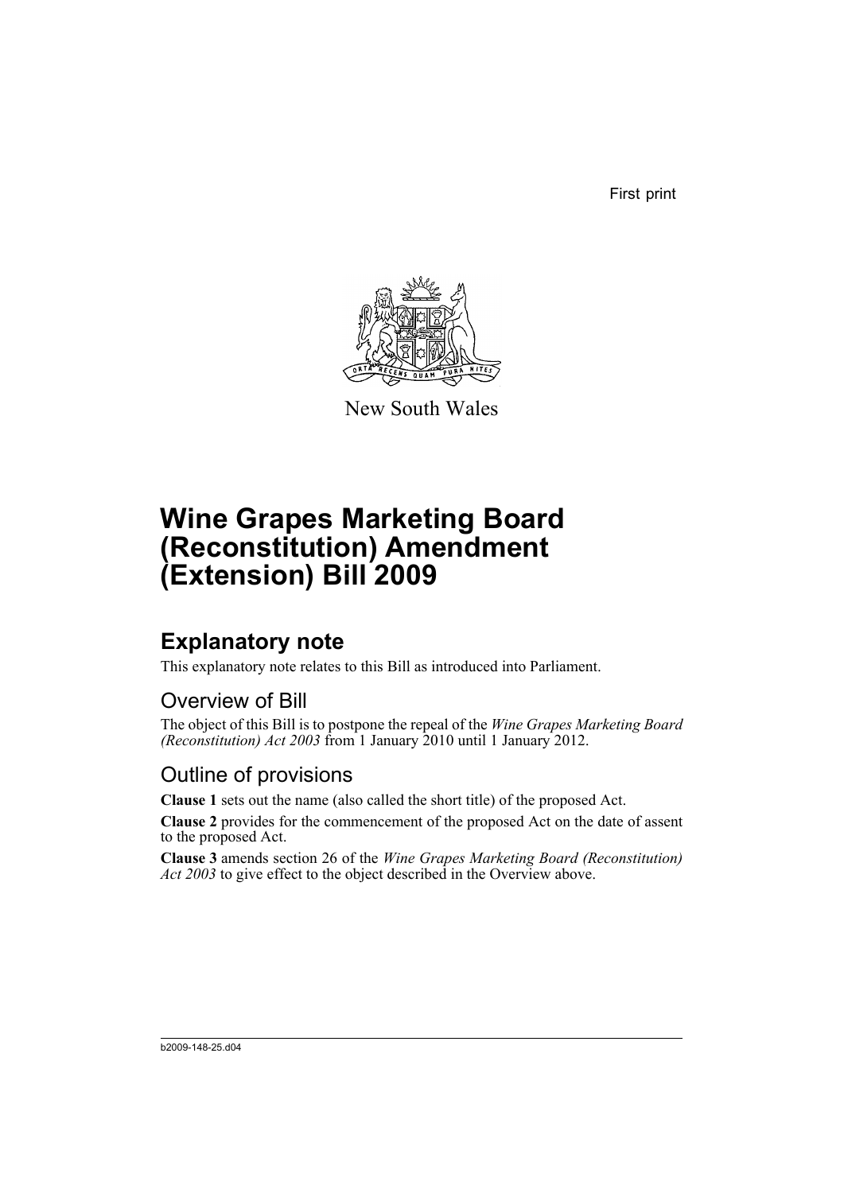First print

New South Wales

# Wine Grapes Marketing Board (Reconstitution) Amendment (Extension) Bill 2009

## Explanatory note

This explanatory note relates to this Bill as introduced into Parliament.

### Overview of Bill

The object of this Bill is to postpone the repeal of the *Wine Grapes Marketing Board (Reconstitution) Act 2003* from 1 January 2010 until 1 January 2012.

### Outline of provisions

**Clause 1** sets out the name (also called the short title) of the proposed Act.

**Clause 2** provides for the commencement of the proposed Act on the date of assent to the proposed Act.

**Clause 3** amends section 26 of the *Wine Grapes Marketing Board (Reconstitution) Act 2003* to give effect to the object described in the Overview above.

b2009-148-25.d04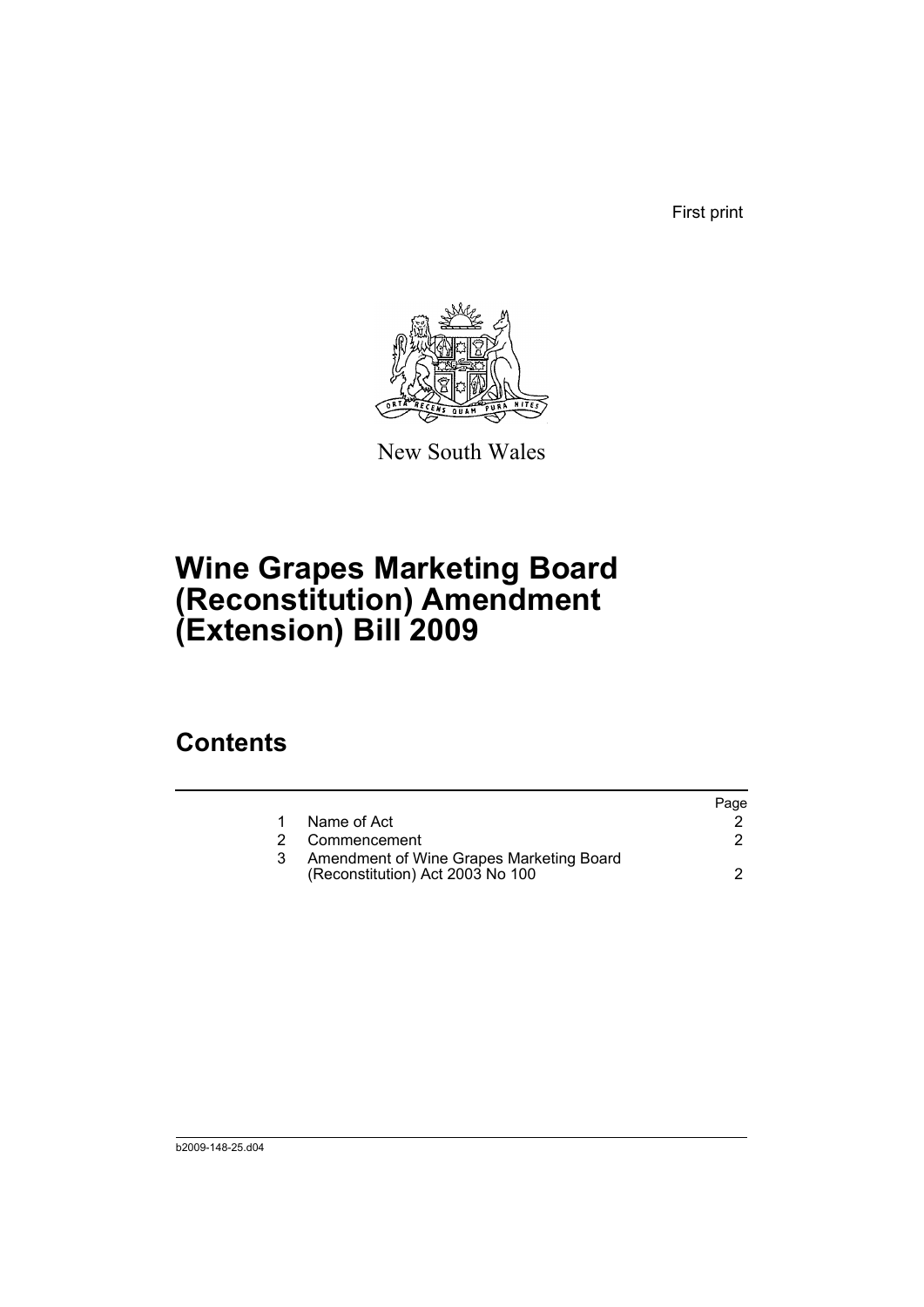First print

New South Wales

# Wine Grapes Marketing Board (Reconstitution) Amendment (Extension) Bill 2009

## Contents

| | | Page |
|---|---|---|
| 1 | Name of Act | 2 |
| 2 | Commencement | 2 |
| 3 | Amendment of Wine Grapes Marketing Board (Reconstitution) Act 2003 No 100 | 2 |

b2009-148-25.d04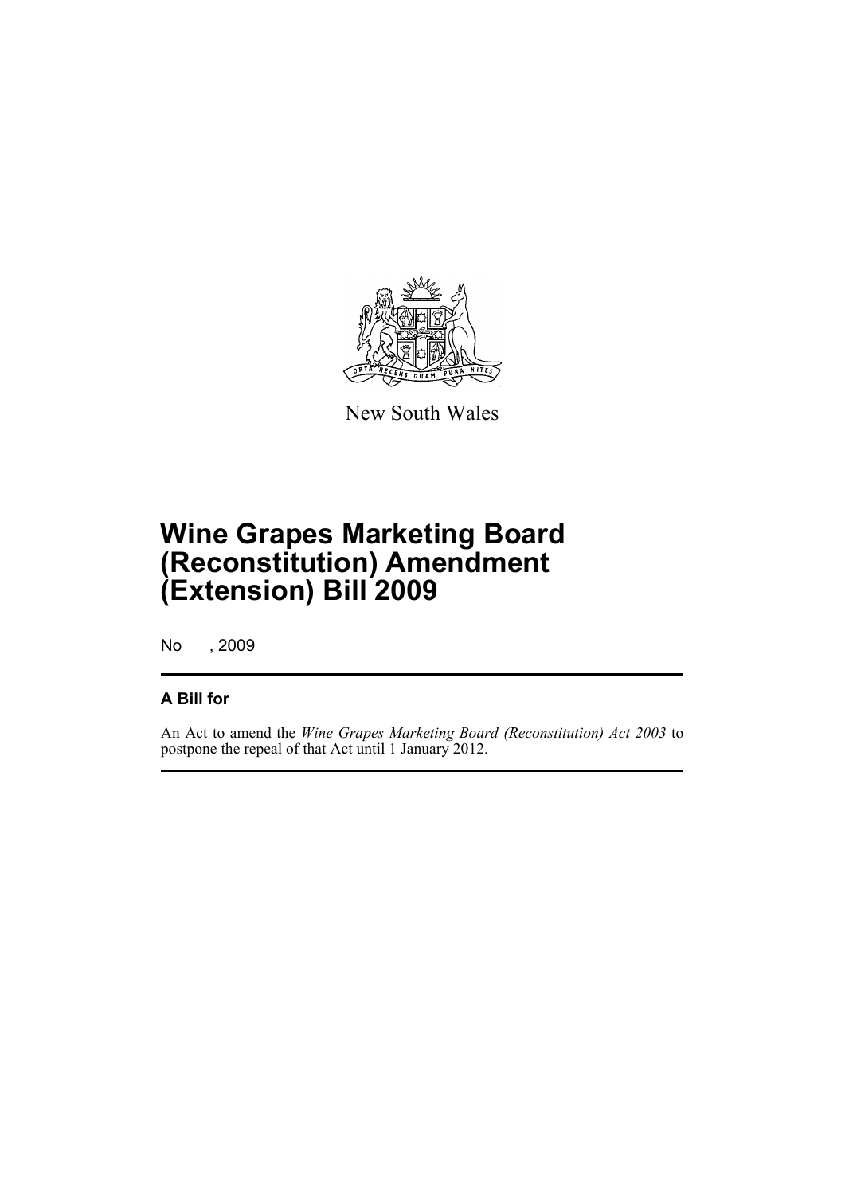New South Wales

# Wine Grapes Marketing Board (Reconstitution) Amendment (Extension) Bill 2009

No , 2009

## A Bill for

An Act to amend the *Wine Grapes Marketing Board (Reconstitution) Act 2003* to postpone the repeal of that Act until 1 January 2012.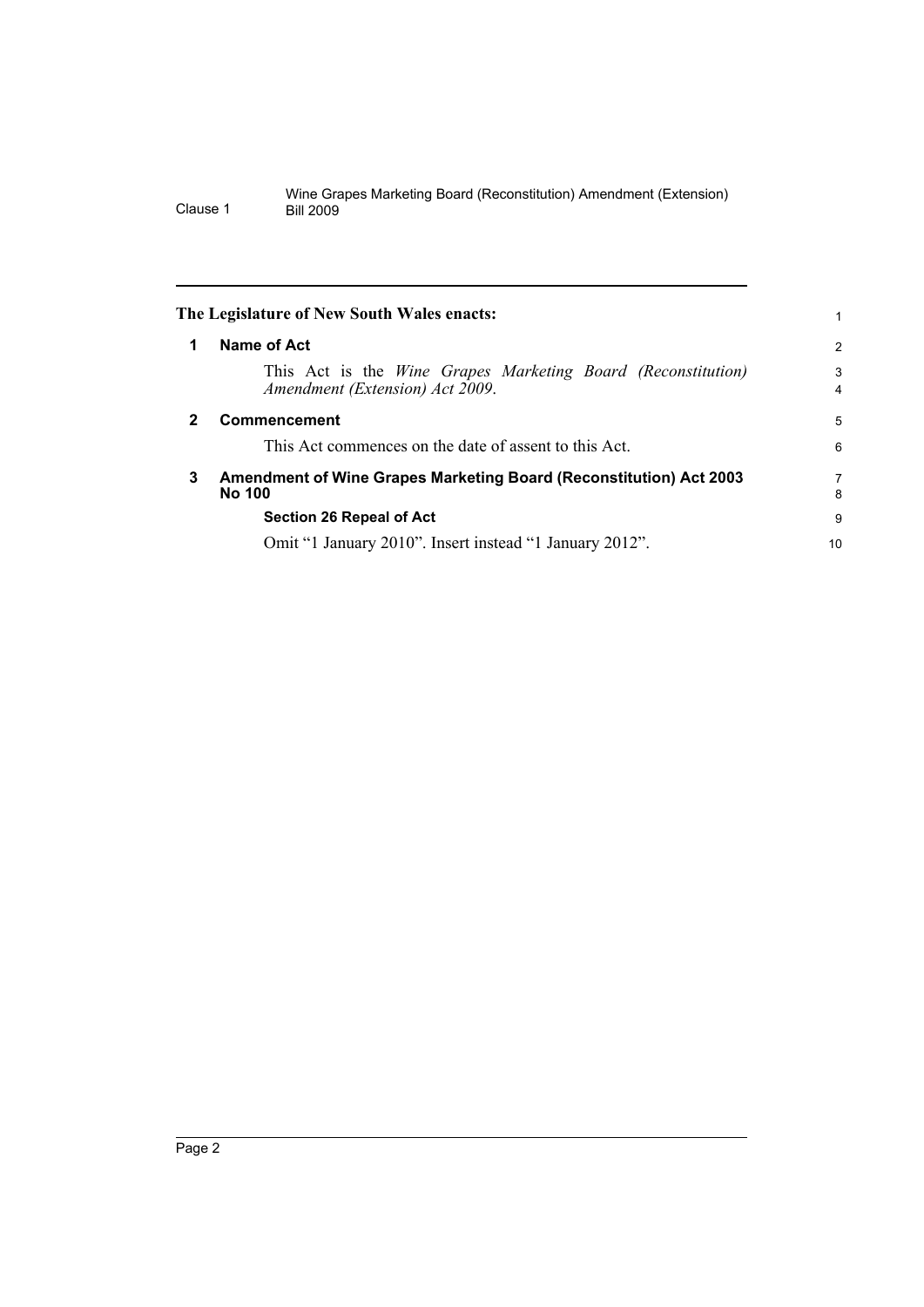**The Legislature of New South Wales enacts:**

## 1 Name of Act

This Act is the *Wine Grapes Marketing Board (Reconstitution) Amendment (Extension) Act 2009*.

## 2 Commencement

This Act commences on the date of assent to this Act.

## 3 Amendment of Wine Grapes Marketing Board (Reconstitution) Act 2003 No 100

**Section 26 Repeal of Act**

Omit "1 January 2010". Insert instead "1 January 2012".